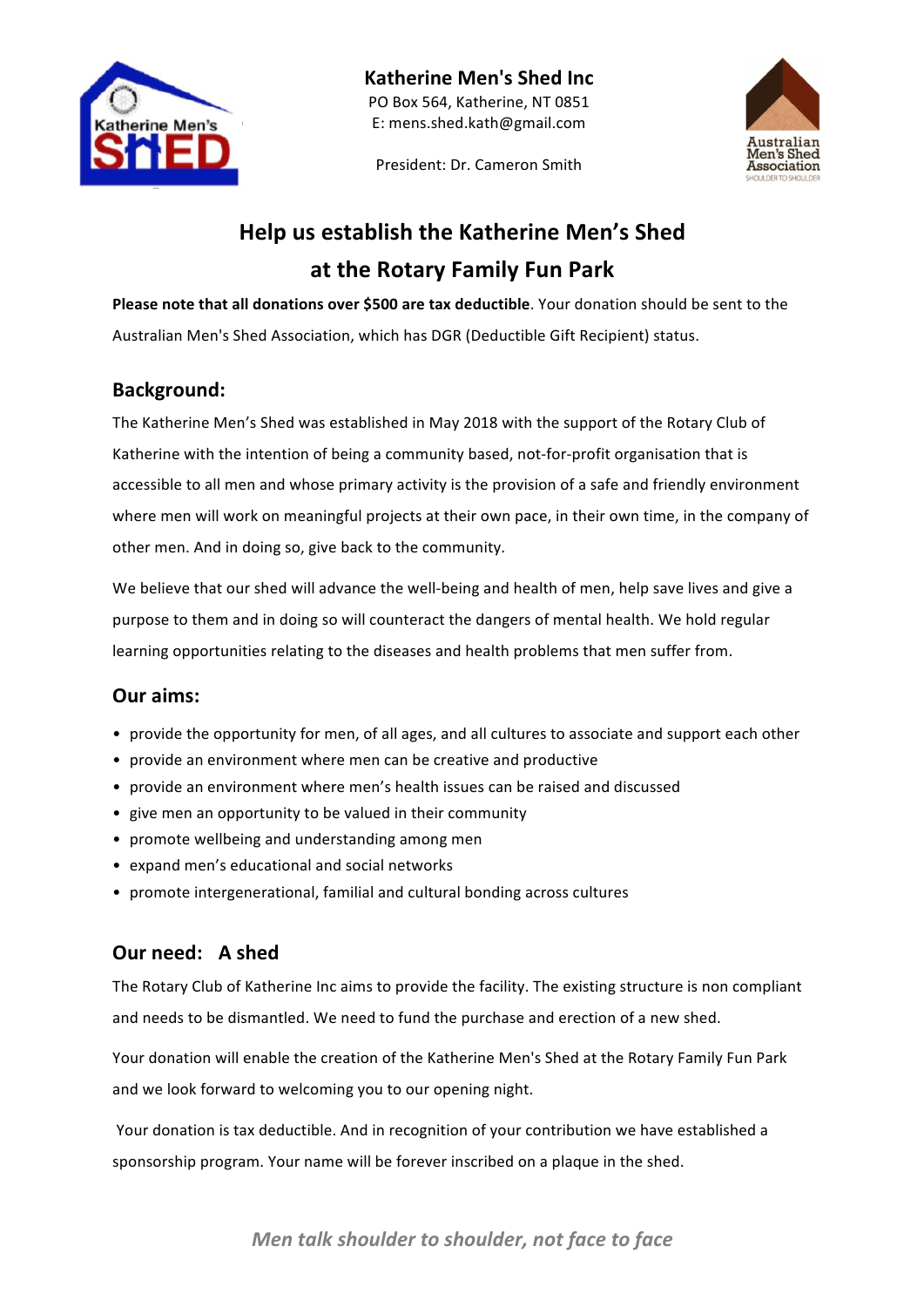**Katherine Men's Shed Inc**

PO Box 564, Katherine, NT 0851

E: mens.shed.kath@gmail.com

President: Dr. Cameron Smith

# Help us establish the Katherine Men's Shed at the Rotary Family Fun Park

**Please note that all donations over $500 are tax deductible**. Your donation should be sent to the Australian Men's Shed Association, which has DGR (Deductible Gift Recipient) status.

## Background:

The Katherine Men's Shed was established in May 2018 with the support of the Rotary Club of Katherine with the intention of being a community based, not-for-profit organisation that is accessible to all men and whose primary activity is the provision of a safe and friendly environment where men will work on meaningful projects at their own pace, in their own time, in the company of other men. And in doing so, give back to the community.

We believe that our shed will advance the well-being and health of men, help save lives and give a purpose to them and in doing so will counteract the dangers of mental health. We hold regular learning opportunities relating to the diseases and health problems that men suffer from.

## Our aims:

- provide the opportunity for men, of all ages, and all cultures to associate and support each other
- provide an environment where men can be creative and productive
- provide an environment where men's health issues can be raised and discussed
- give men an opportunity to be valued in their community
- promote wellbeing and understanding among men
- expand men's educational and social networks
- promote intergenerational, familial and cultural bonding across cultures

## Our need: A shed

The Rotary Club of Katherine Inc aims to provide the facility. The existing structure is non compliant and needs to be dismantled. We need to fund the purchase and erection of a new shed.

Your donation will enable the creation of the Katherine Men's Shed at the Rotary Family Fun Park and we look forward to welcoming you to our opening night.

Your donation is tax deductible. And in recognition of your contribution we have established a sponsorship program. Your name will be forever inscribed on a plaque in the shed.

*Men talk shoulder to shoulder, not face to face*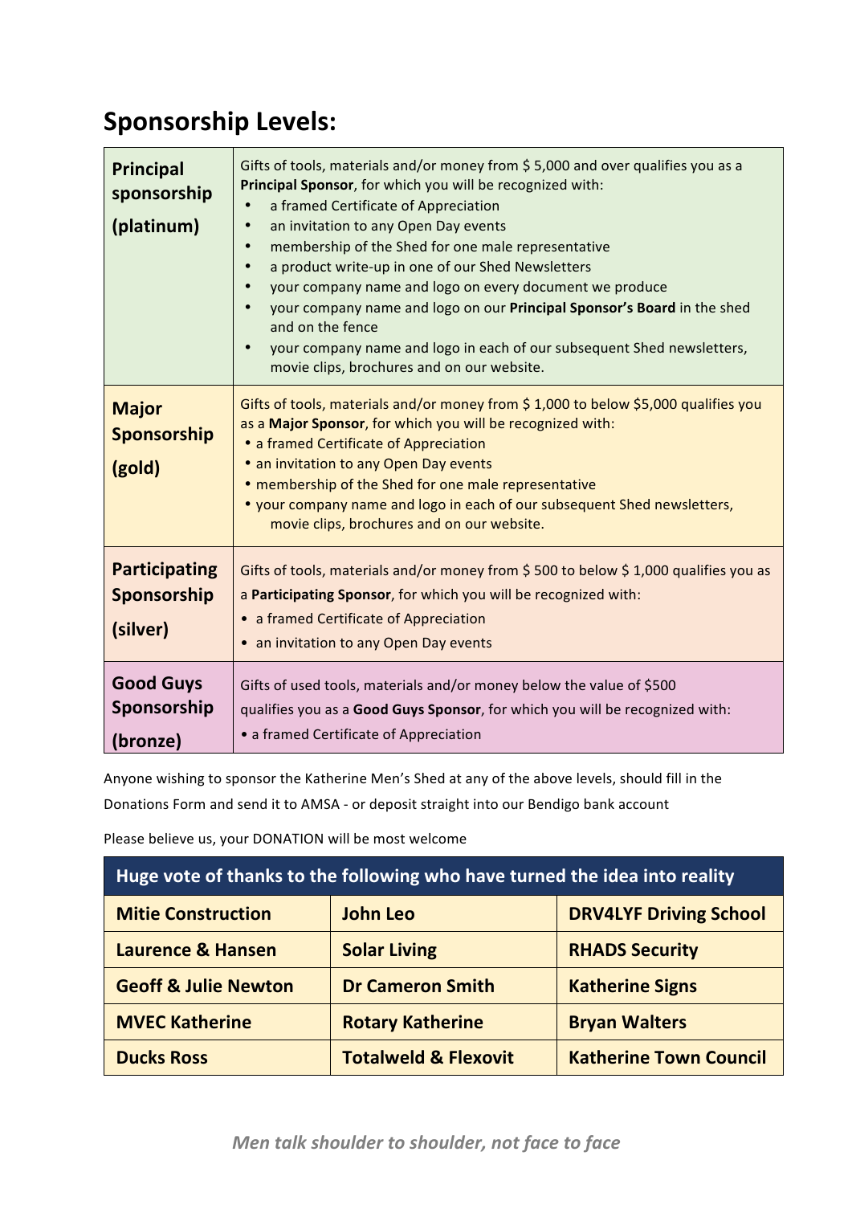## Sponsorship Levels:

| | |
|---|---|
| **Principal sponsorship (platinum)** | Gifts of tools, materials and/or money from $ 5,000 and over qualifies you as a **Principal Sponsor**, for which you will be recognized with:<br>• a framed Certificate of Appreciation<br>• an invitation to any Open Day events<br>• membership of the Shed for one male representative<br>• a product write-up in one of our Shed Newsletters<br>• your company name and logo on every document we produce<br>• your company name and logo on our **Principal Sponsor's Board** in the shed and on the fence<br>• your company name and logo in each of our subsequent Shed newsletters, movie clips, brochures and on our website. |
| **Major Sponsorship (gold)** | Gifts of tools, materials and/or money from $ 1,000 to below $5,000 qualifies you as a **Major Sponsor**, for which you will be recognized with:<br>• a framed Certificate of Appreciation<br>• an invitation to any Open Day events<br>• membership of the Shed for one male representative<br>• your company name and logo in each of our subsequent Shed newsletters, movie clips, brochures and on our website. |
| **Participating Sponsorship (silver)** | Gifts of tools, materials and/or money from $ 500 to below $ 1,000 qualifies you as a **Participating Sponsor**, for which you will be recognized with:<br>• a framed Certificate of Appreciation<br>• an invitation to any Open Day events |
| **Good Guys Sponsorship (bronze)** | Gifts of used tools, materials and/or money below the value of $500 qualifies you as a **Good Guys Sponsor**, for which you will be recognized with:<br>• a framed Certificate of Appreciation |

Anyone wishing to sponsor the Katherine Men's Shed at any of the above levels, should fill in the Donations Form and send it to AMSA - or deposit straight into our Bendigo bank account

Please believe us, your DONATION will be most welcome

| Huge vote of thanks to the following who have turned the idea into reality | | |
|---|---|---|
| **Mitie Construction** | **John Leo** | **DRV4LYF Driving School** |
| **Laurence & Hansen** | **Solar Living** | **RHADS Security** |
| **Geoff & Julie Newton** | **Dr Cameron Smith** | **Katherine Signs** |
| **MVEC Katherine** | **Rotary Katherine** | **Bryan Walters** |
| **Ducks Ross** | **Totalweld & Flexovit** | **Katherine Town Council** |

*Men talk shoulder to shoulder, not face to face*